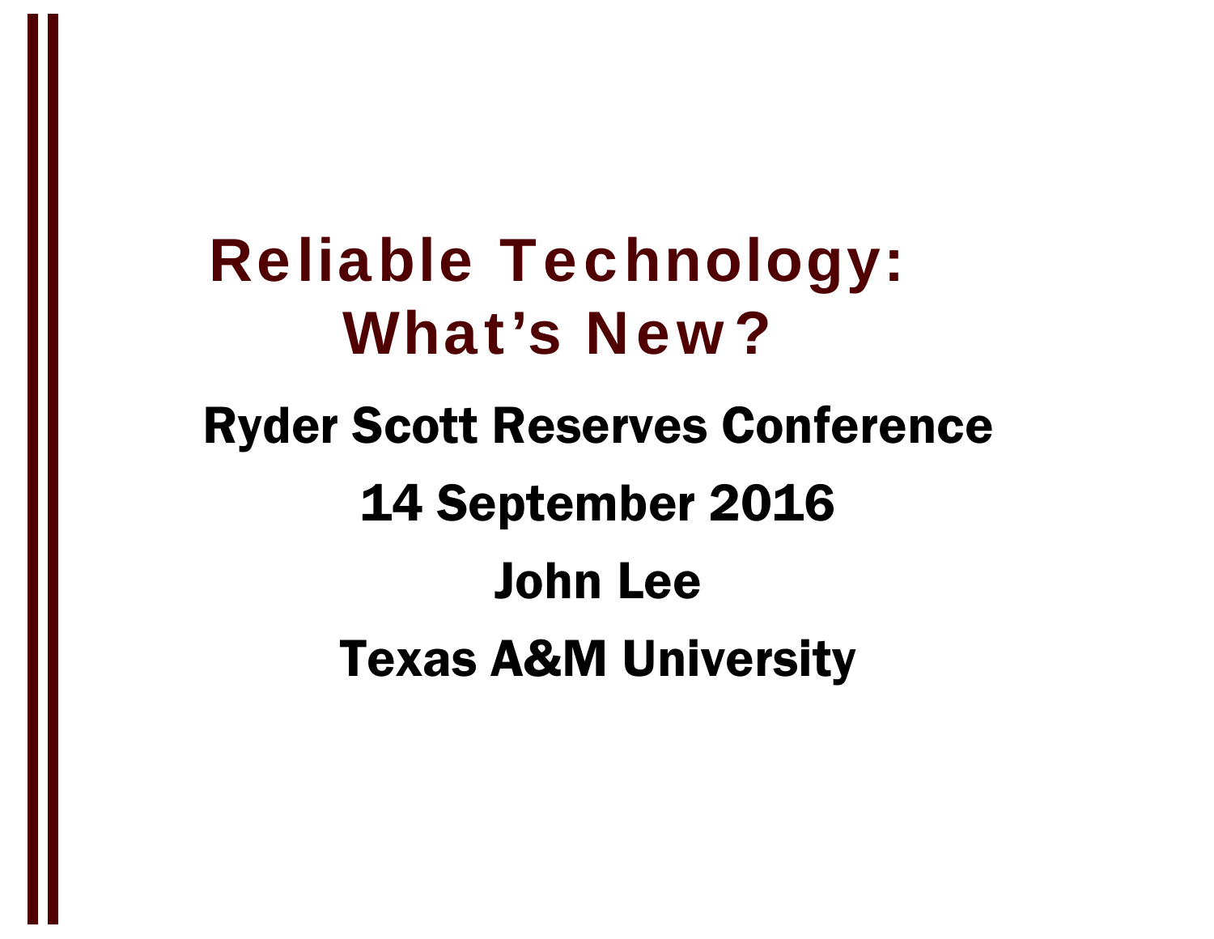# Reliable Technology: What's New?

**Ryder Scott Reserves Conference**

**14 September 2016**

**John Lee**

**Texas A&M University**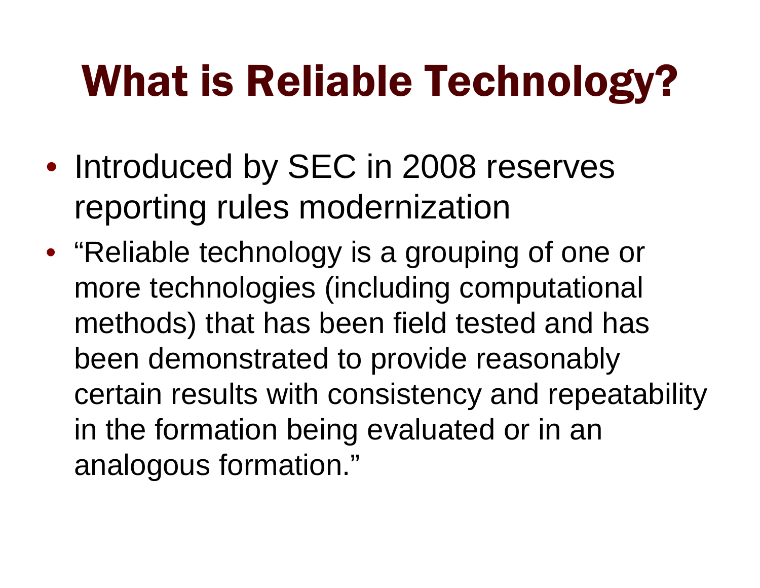# What is Reliable Technology?

- Introduced by SEC in 2008 reserves reporting rules modernization
- "Reliable technology is a grouping of one or more technologies (including computational methods) that has been field tested and has been demonstrated to provide reasonably certain results with consistency and repeatability in the formation being evaluated or in an analogous formation."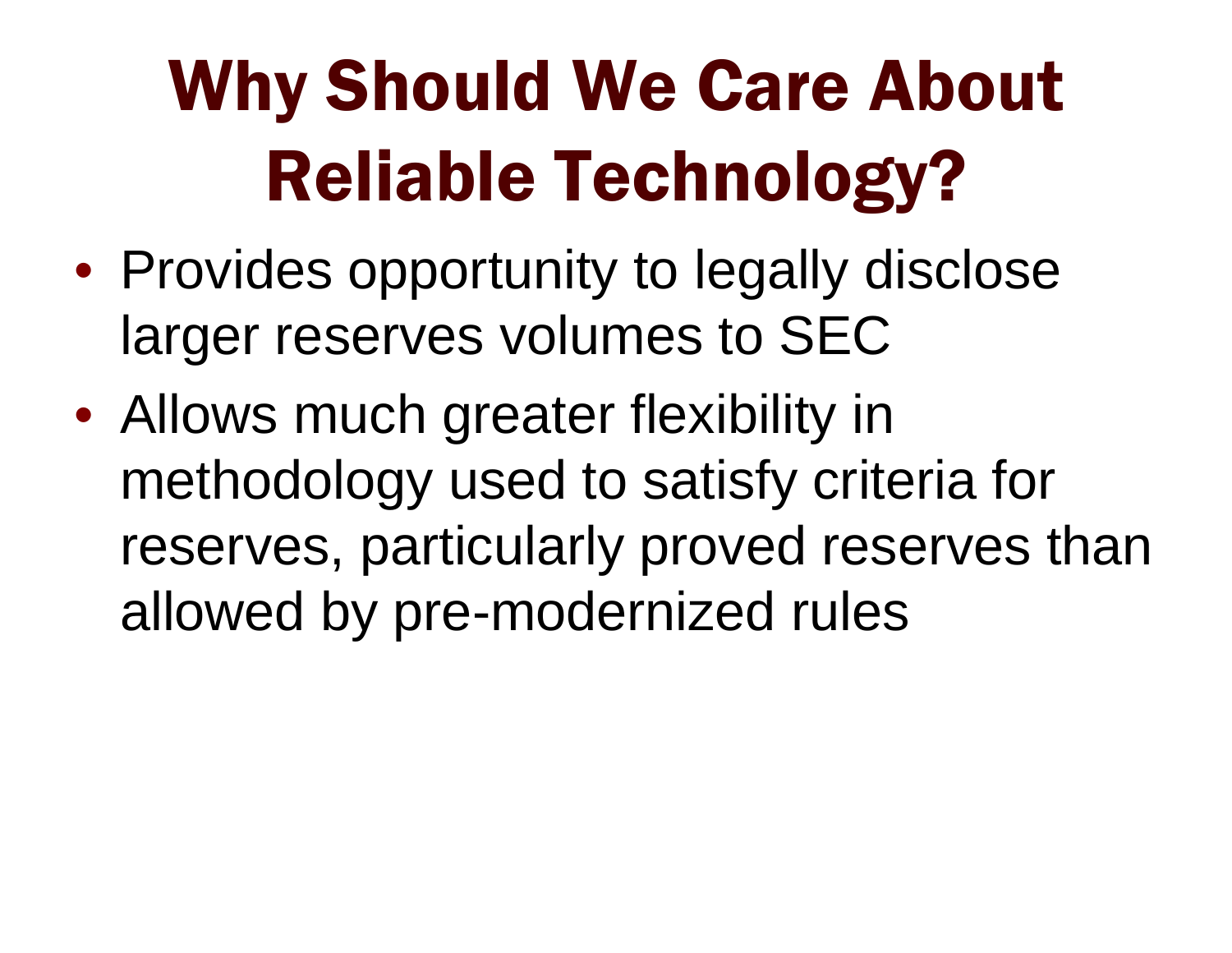# Why Should We Care About Reliable Technology?

- Provides opportunity to legally disclose larger reserves volumes to SEC
- Allows much greater flexibility in methodology used to satisfy criteria for reserves, particularly proved reserves than allowed by pre-modernized rules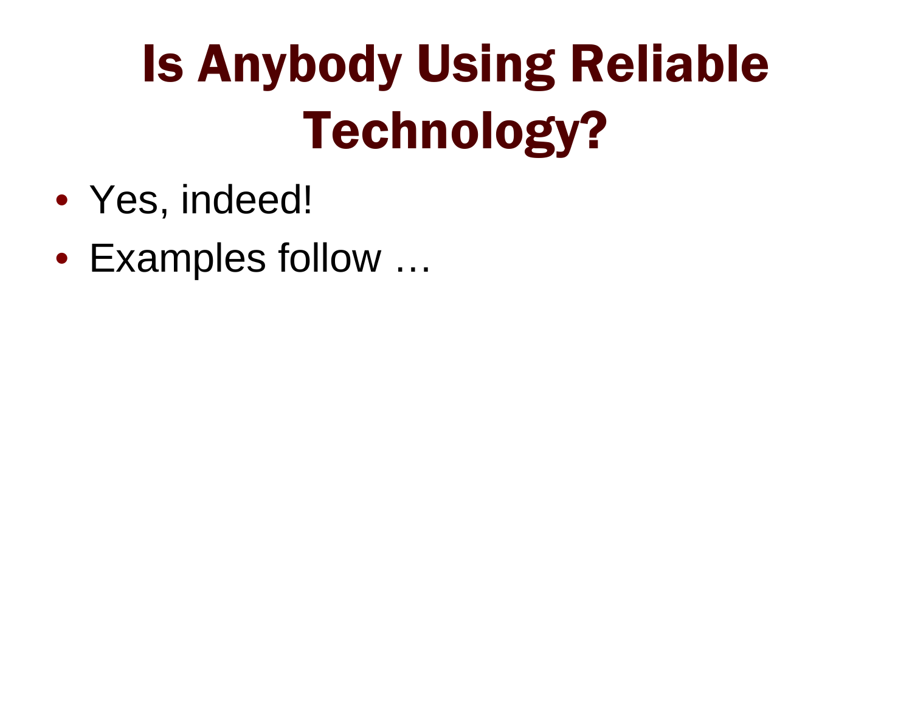# Is Anybody Using Reliable Technology?

- Yes, indeed!
- Examples follow …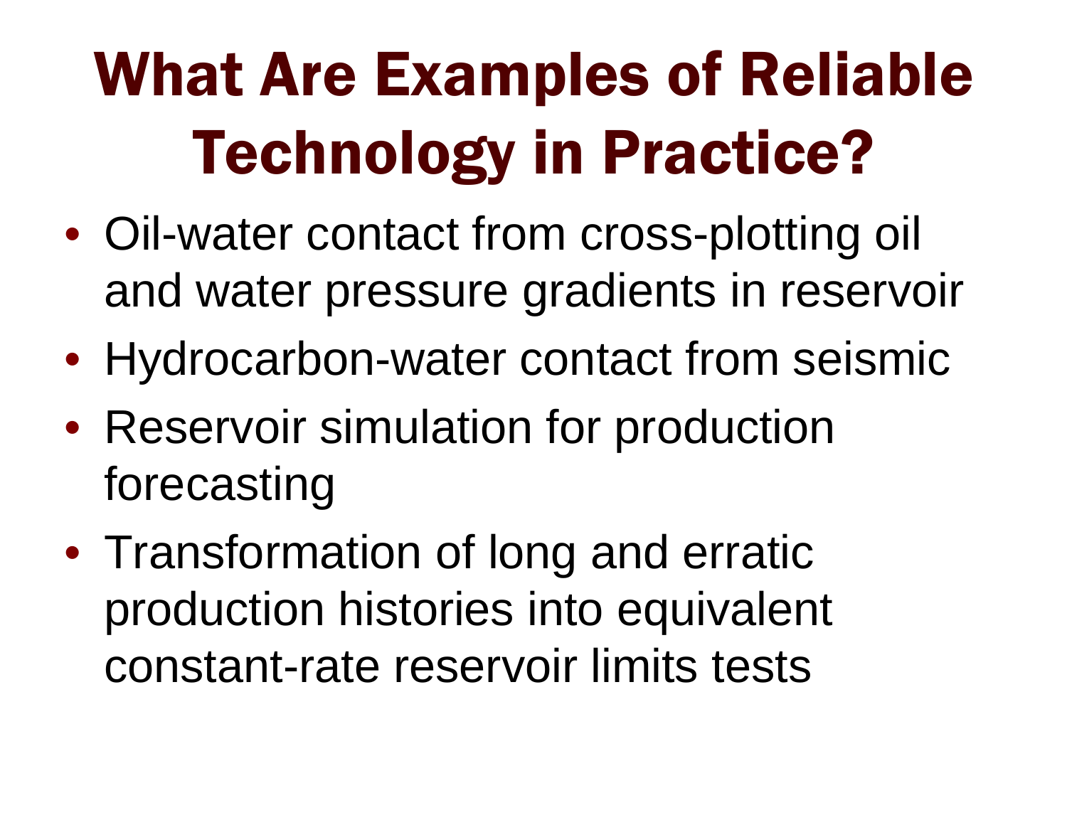# What Are Examples of Reliable Technology in Practice?

- Oil-water contact from cross-plotting oil and water pressure gradients in reservoir
- Hydrocarbon-water contact from seismic
- Reservoir simulation for production forecasting
- Transformation of long and erratic production histories into equivalent constant-rate reservoir limits tests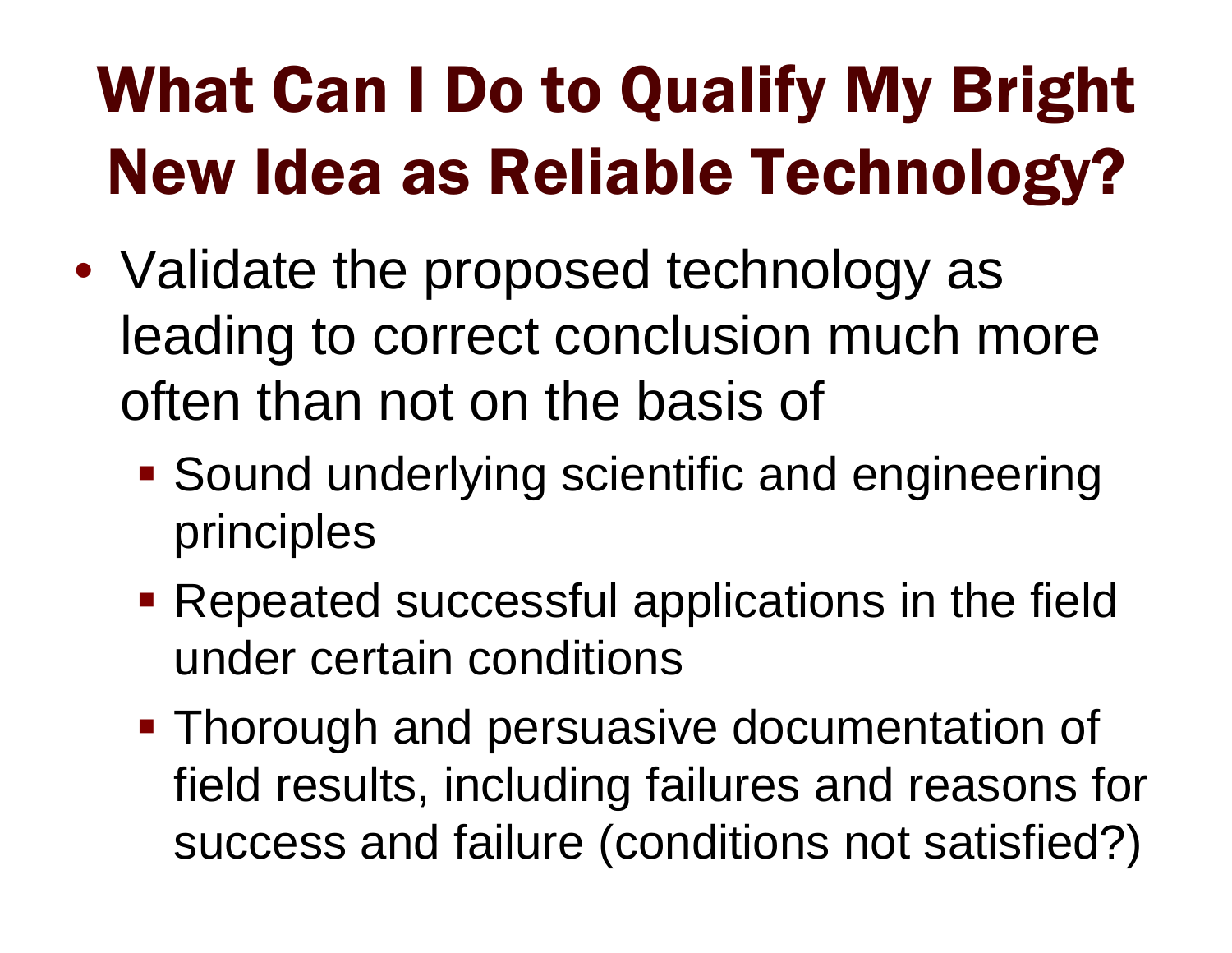# What Can I Do to Qualify My Bright New Idea as Reliable Technology?

- Validate the proposed technology as leading to correct conclusion much more often than not on the basis of
  - Sound underlying scientific and engineering principles
  - Repeated successful applications in the field under certain conditions
  - Thorough and persuasive documentation of field results, including failures and reasons for success and failure (conditions not satisfied?)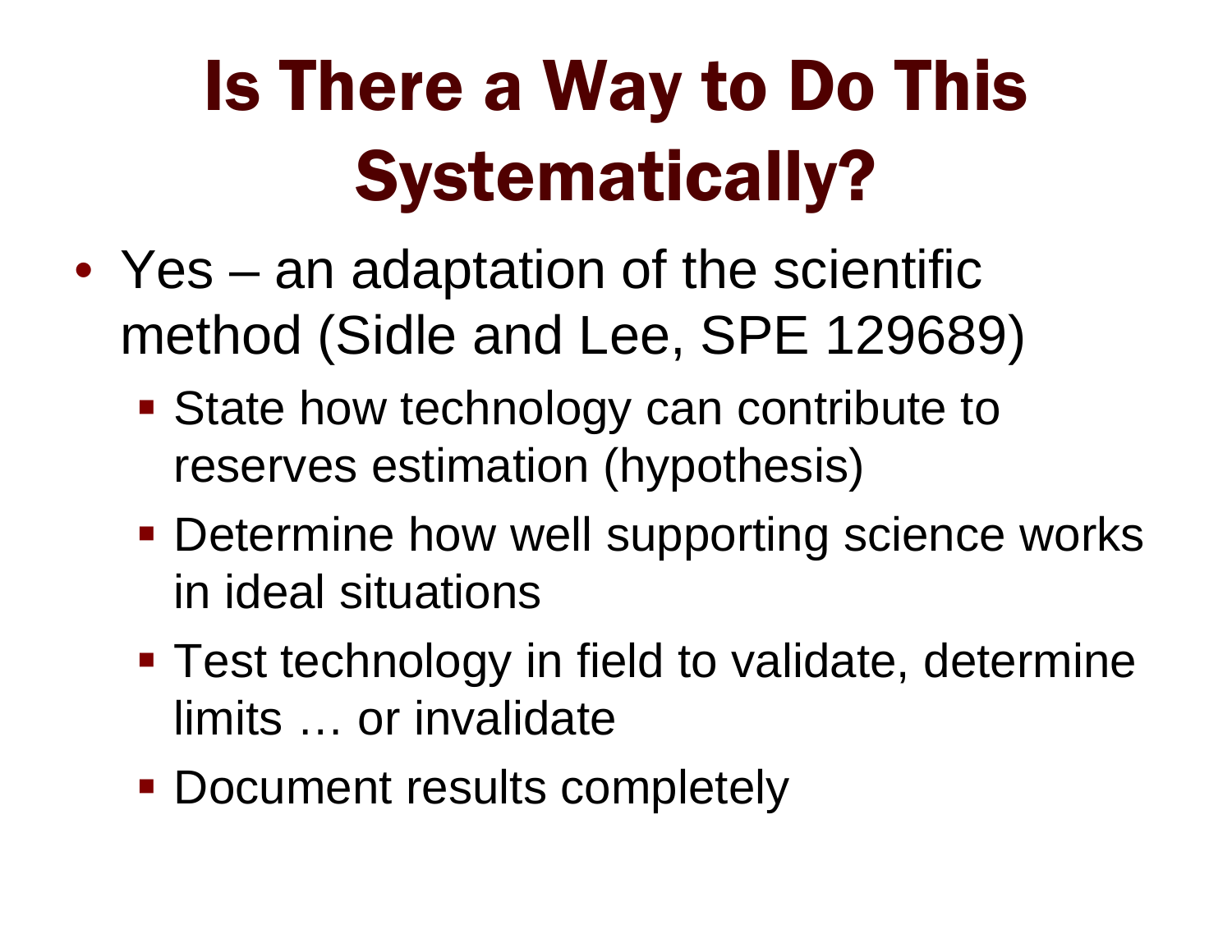# Is There a Way to Do This Systematically?

- Yes – an adaptation of the scientific method (Sidle and Lee, SPE 129689)
  - State how technology can contribute to reserves estimation (hypothesis)
  - Determine how well supporting science works in ideal situations
  - Test technology in field to validate, determine limits … or invalidate
  - Document results completely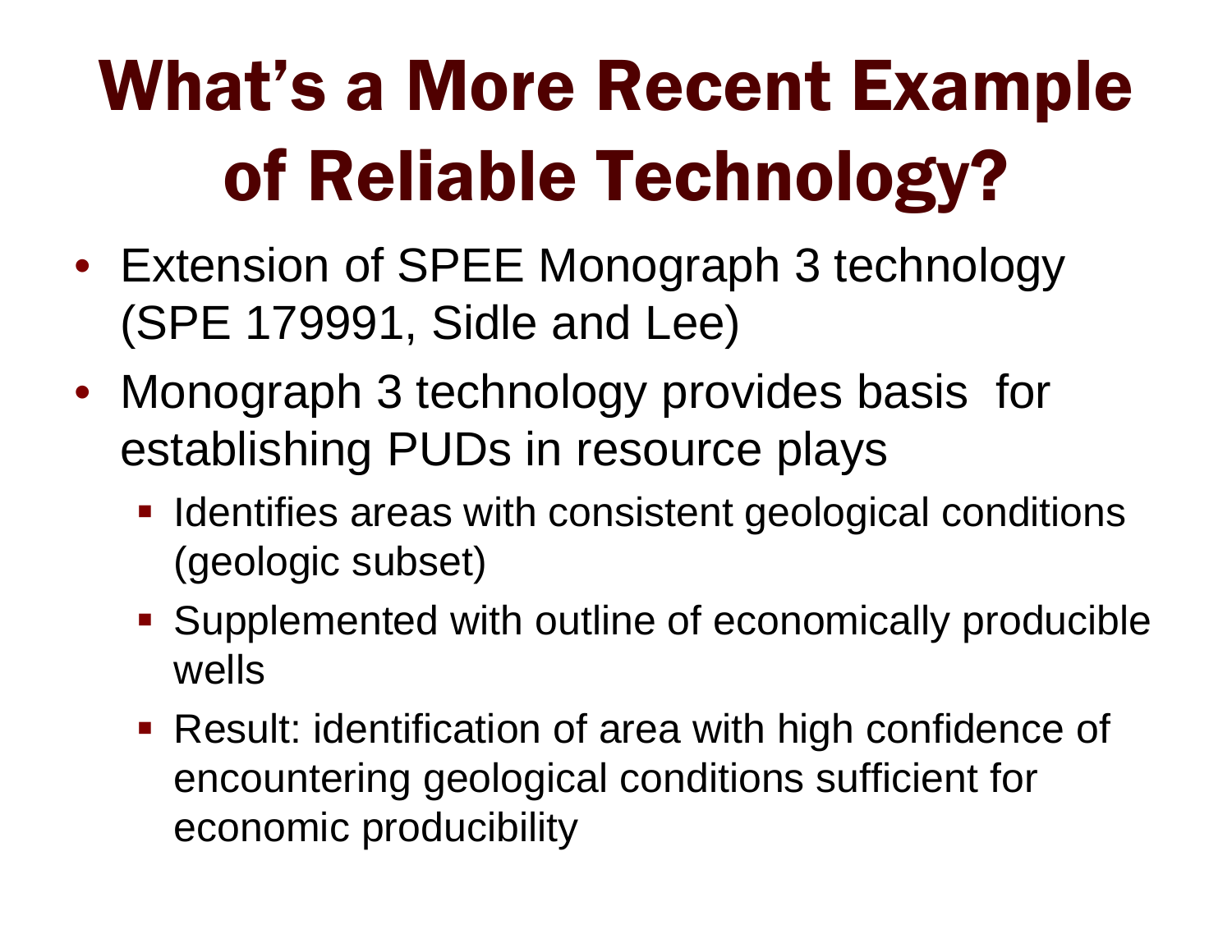# What's a More Recent Example of Reliable Technology?

- Extension of SPEE Monograph 3 technology (SPE 179991, Sidle and Lee)
- Monograph 3 technology provides basis for establishing PUDs in resource plays
  - Identifies areas with consistent geological conditions (geologic subset)
  - Supplemented with outline of economically producible wells
  - Result: identification of area with high confidence of encountering geological conditions sufficient for economic producibility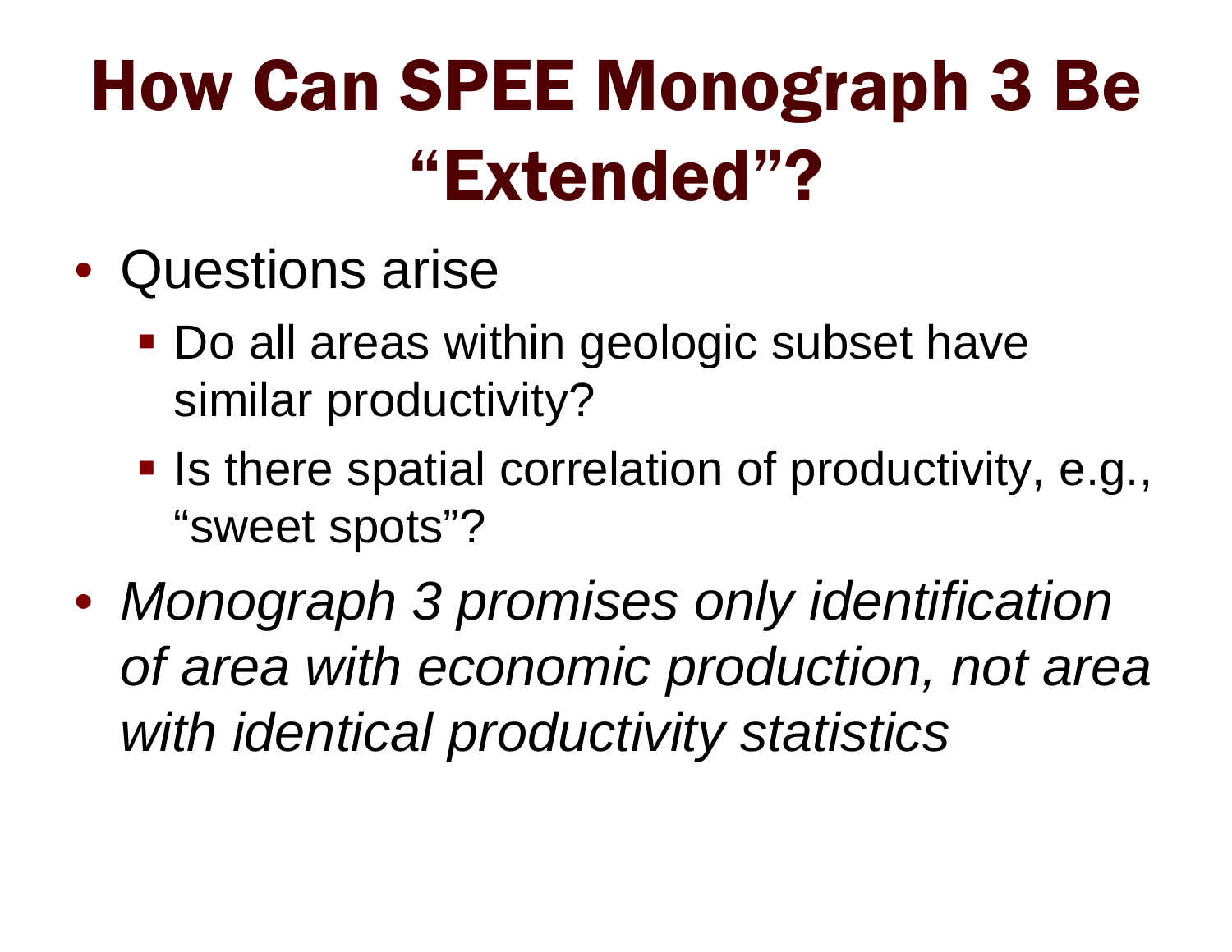# How Can SPEE Monograph 3 Be "Extended"?

- Questions arise
  - Do all areas within geologic subset have similar productivity?
  - Is there spatial correlation of productivity, e.g., "sweet spots"?
- *Monograph 3 promises only identification of area with economic production, not area with identical productivity statistics*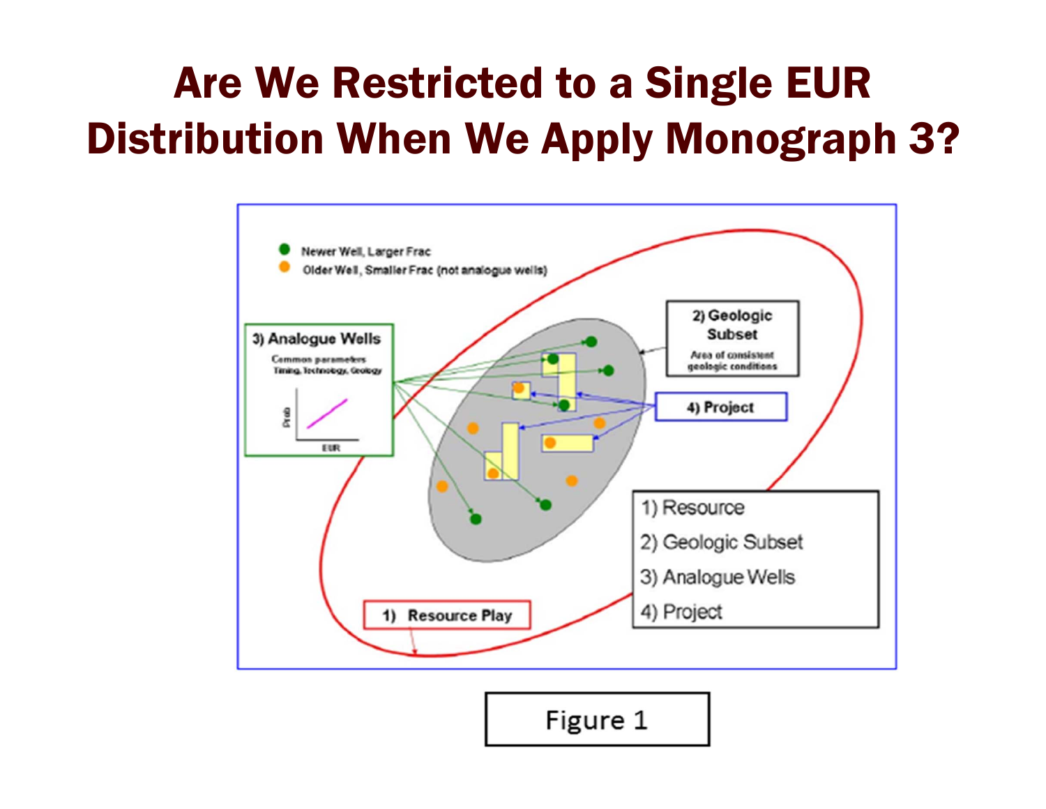# Are We Restricted to a Single EUR Distribution When We Apply Monograph 3?

- Newer Well, Larger Frac
- Older Well, Smaller Frac (not analogue wells)

**3) Analogue Wells**

Common parameters
Timing, Technology, Geology

**2) Geologic Subset**

Area of consistent geologic conditions

**4) Project**

**1) Resource Play**

1) Resource
2) Geologic Subset
3) Analogue Wells
4) Project

Figure 1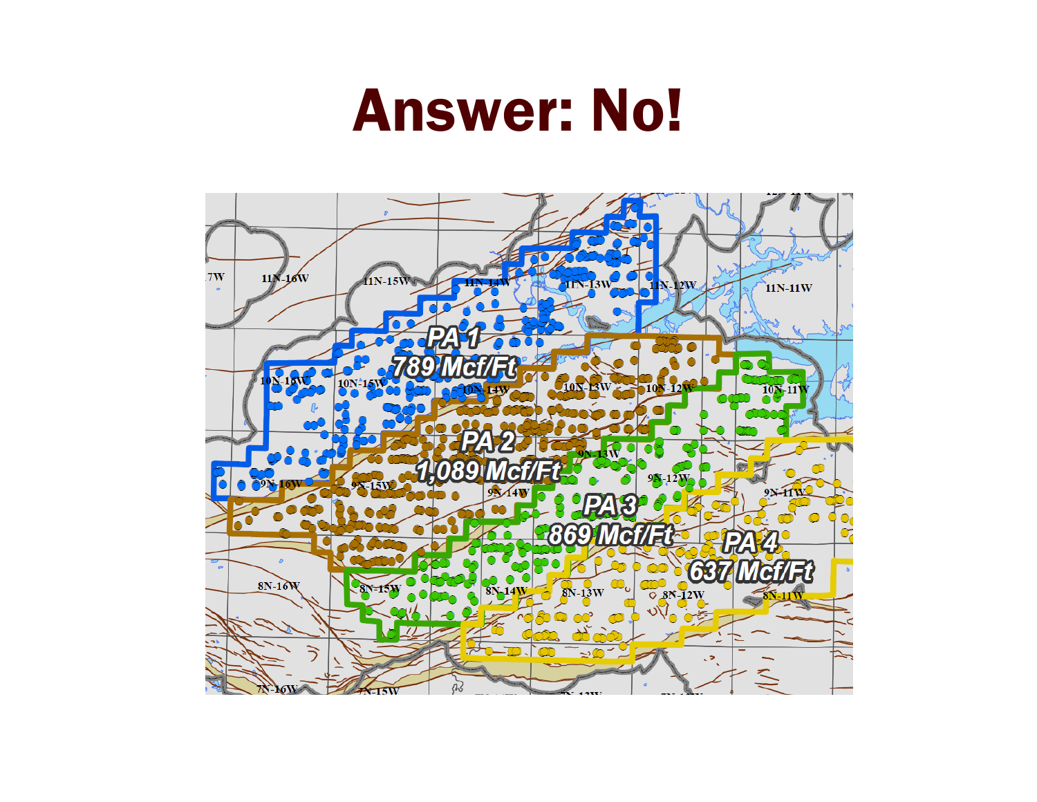# Answer: No!

PA 1
789 Mcf/Ft

PA 2
1,089 Mcf/Ft

PA 3
869 Mcf/Ft

PA 4
637 Mcf/Ft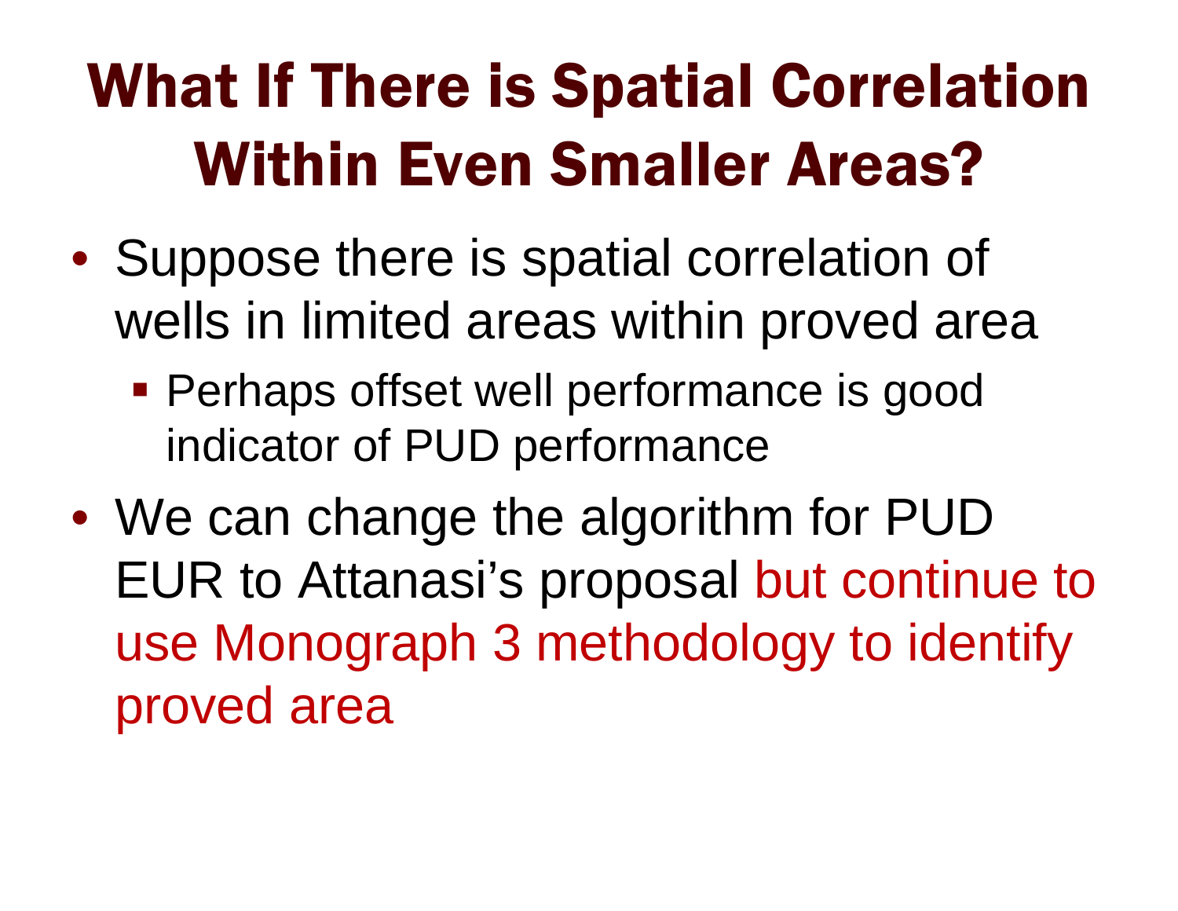# What If There is Spatial Correlation Within Even Smaller Areas?

- Suppose there is spatial correlation of wells in limited areas within proved area
  - Perhaps offset well performance is good indicator of PUD performance
- We can change the algorithm for PUD EUR to Attanasi's proposal but continue to use Monograph 3 methodology to identify proved area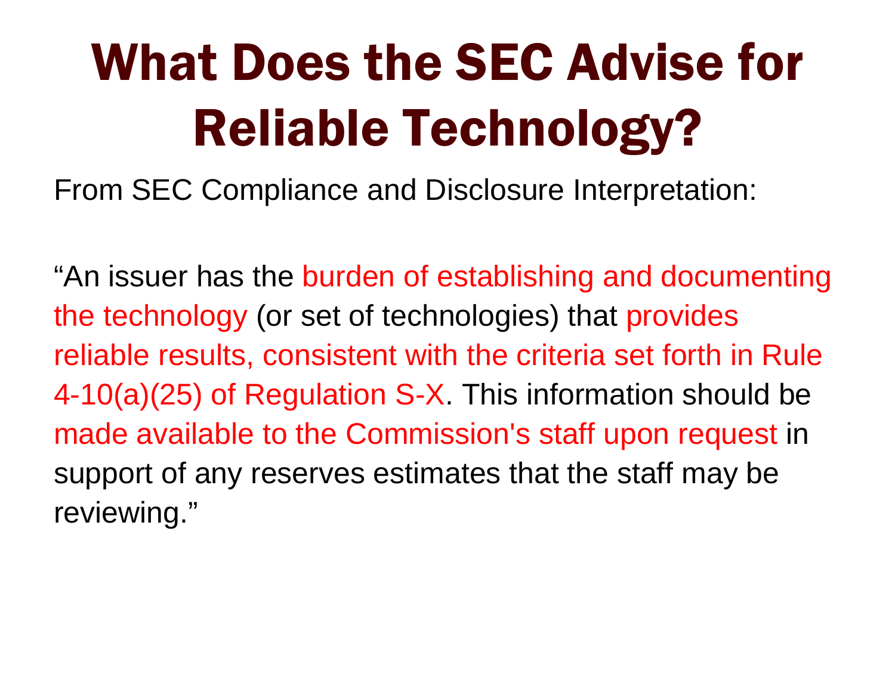# What Does the SEC Advise for Reliable Technology?

From SEC Compliance and Disclosure Interpretation:

“An issuer has the burden of establishing and documenting the technology (or set of technologies) that provides reliable results, consistent with the criteria set forth in Rule 4-10(a)(25) of Regulation S-X. This information should be made available to the Commission's staff upon request in support of any reserves estimates that the staff may be reviewing.”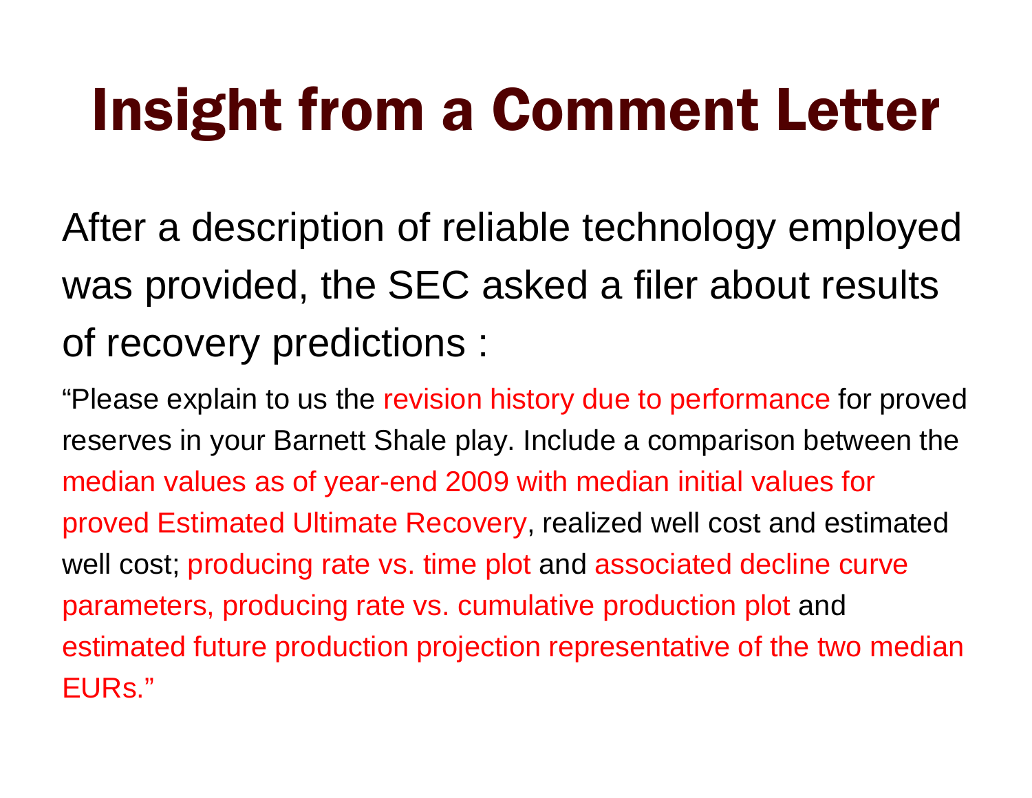# Insight from a Comment Letter

After a description of reliable technology employed was provided, the SEC asked a filer about results of recovery predictions :

"Please explain to us the revision history due to performance for proved reserves in your Barnett Shale play. Include a comparison between the median values as of year-end 2009 with median initial values for proved Estimated Ultimate Recovery, realized well cost and estimated well cost; producing rate vs. time plot and associated decline curve parameters, producing rate vs. cumulative production plot and estimated future production projection representative of the two median EURs."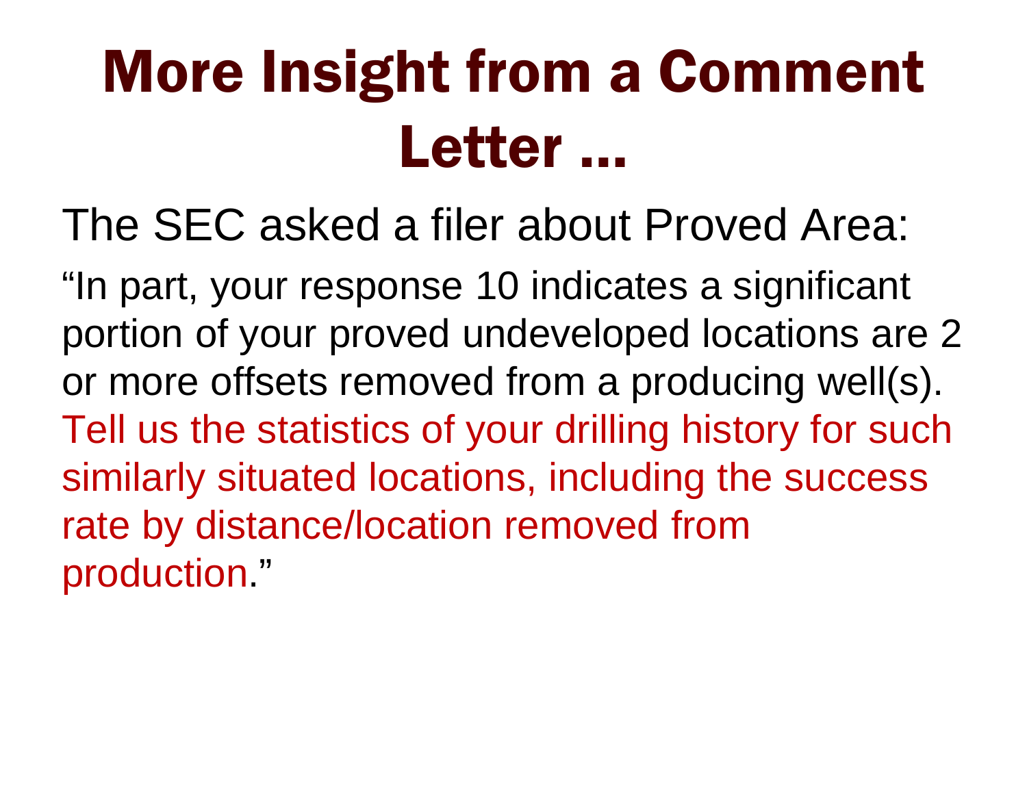# More Insight from a Comment Letter ...

The SEC asked a filer about Proved Area:

"In part, your response 10 indicates a significant portion of your proved undeveloped locations are 2 or more offsets removed from a producing well(s). Tell us the statistics of your drilling history for such similarly situated locations, including the success rate by distance/location removed from production."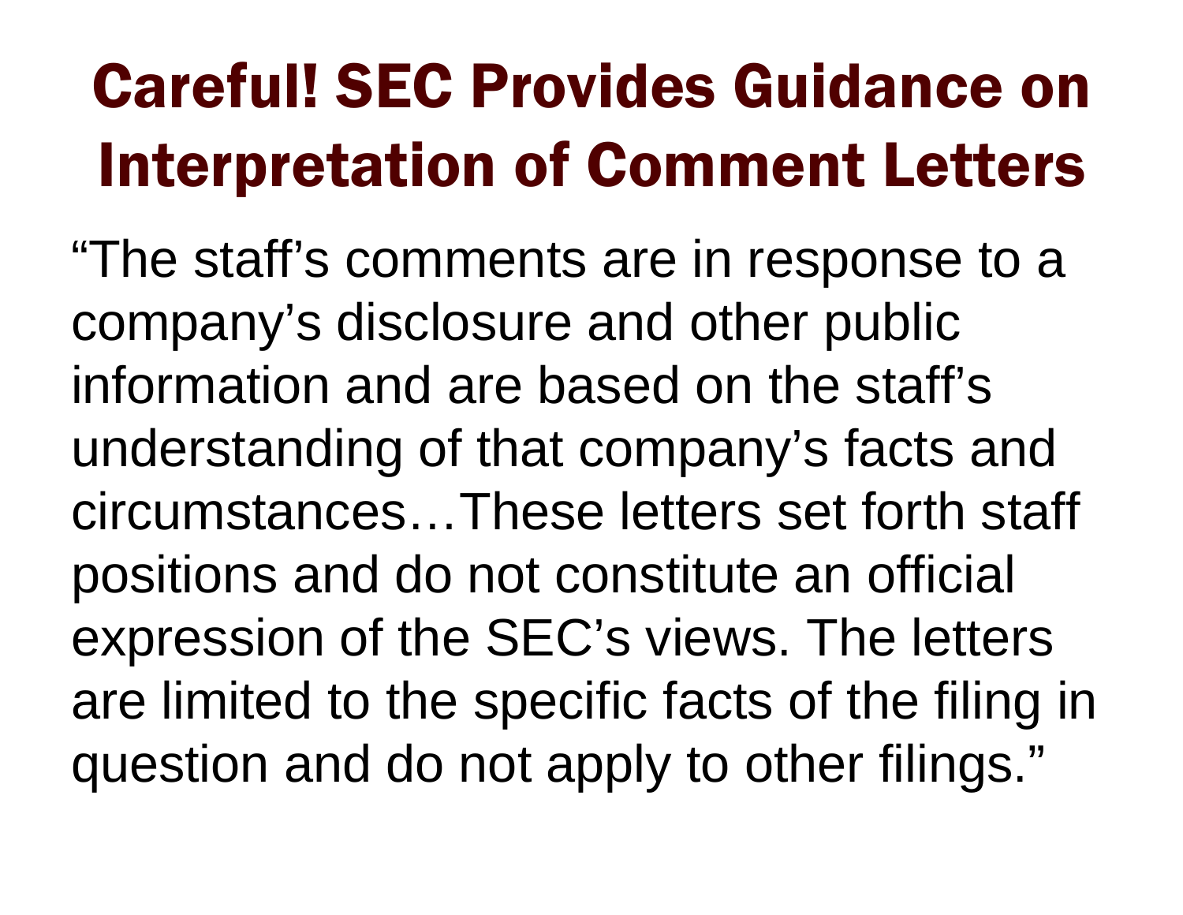# Careful! SEC Provides Guidance on Interpretation of Comment Letters

"The staff's comments are in response to a company's disclosure and other public information and are based on the staff's understanding of that company's facts and circumstances…These letters set forth staff positions and do not constitute an official expression of the SEC's views. The letters are limited to the specific facts of the filing in question and do not apply to other filings."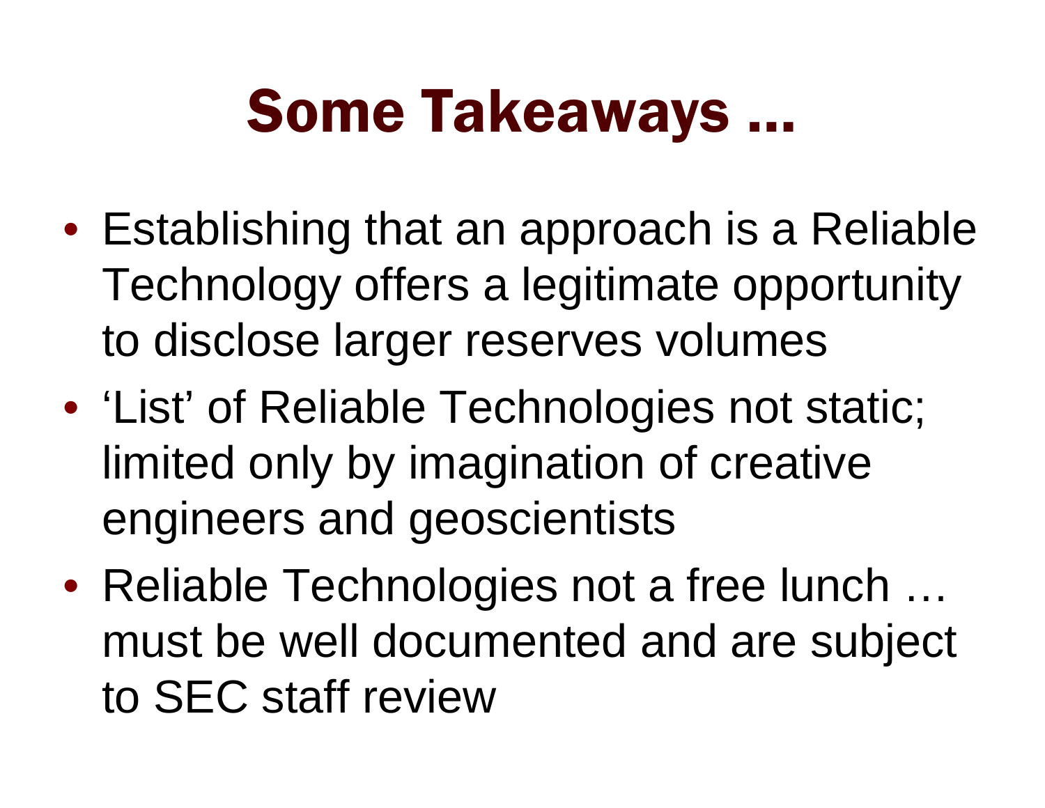# Some Takeaways ...

- Establishing that an approach is a Reliable Technology offers a legitimate opportunity to disclose larger reserves volumes
- 'List' of Reliable Technologies not static; limited only by imagination of creative engineers and geoscientists
- Reliable Technologies not a free lunch … must be well documented and are subject to SEC staff review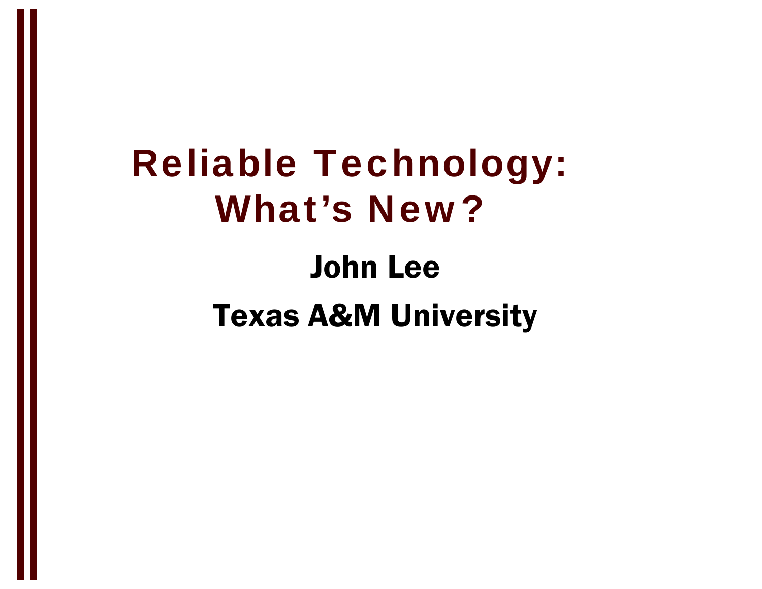# Reliable Technology: What's New?

**John Lee**

**Texas A&M University**